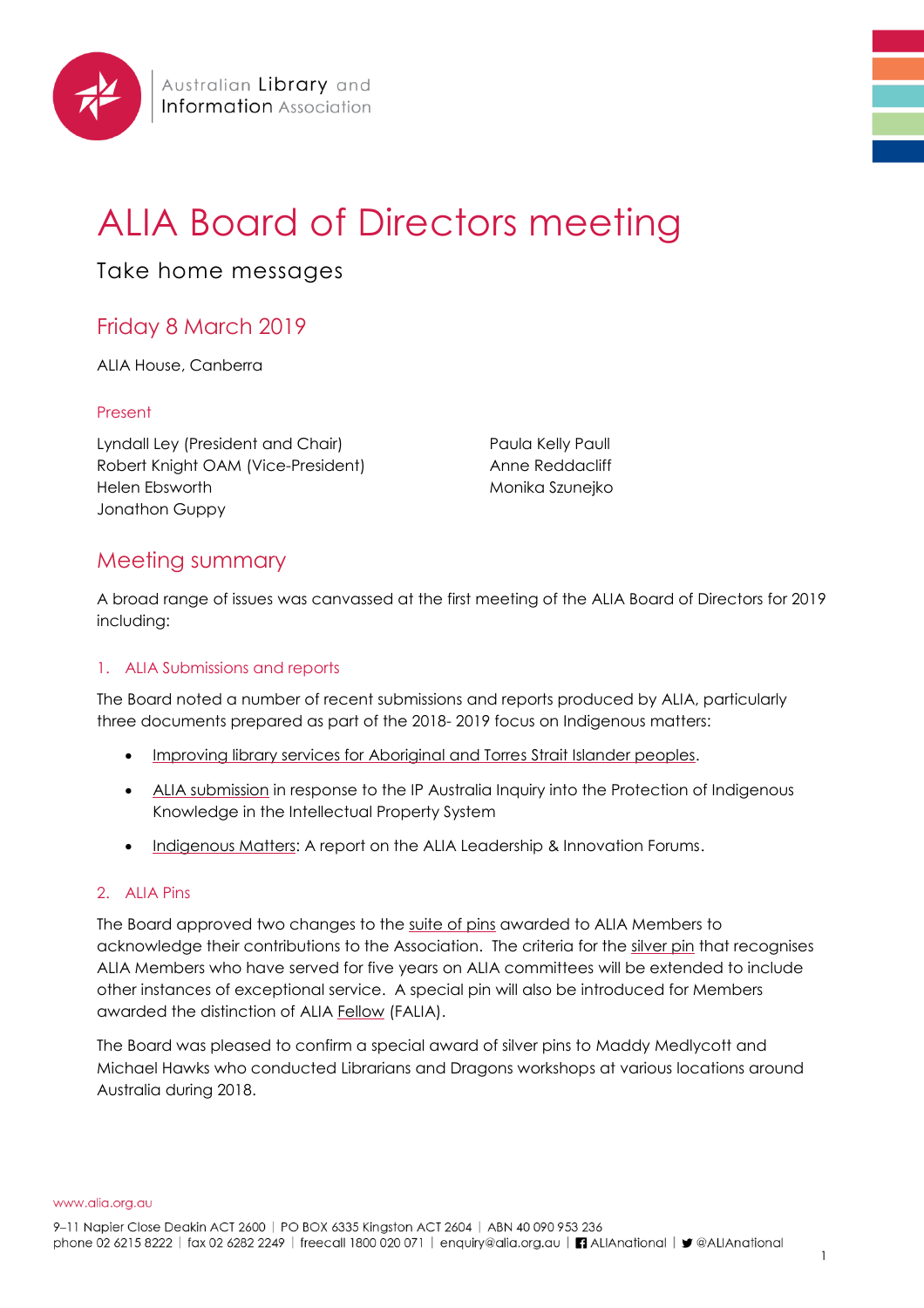Australian Library and Information Association

# ALIA Board of Directors meeting

Take home messages

## Friday 8 March 2019

ALIA House, Canberra

### Present

Lyndall Ley (President and Chair)
Robert Knight OAM (Vice-President)
Helen Ebsworth
Jonathon Guppy
Paula Kelly Paull
Anne Reddacliff
Monika Szunejko

## Meeting summary

A broad range of issues was canvassed at the first meeting of the ALIA Board of Directors for 2019 including:

### 1. ALIA Submissions and reports

The Board noted a number of recent submissions and reports produced by ALIA, particularly three documents prepared as part of the 2018- 2019 focus on Indigenous matters:

- Improving library services for Aboriginal and Torres Strait Islander peoples.
- ALIA submission in response to the IP Australia Inquiry into the Protection of Indigenous Knowledge in the Intellectual Property System
- Indigenous Matters: A report on the ALIA Leadership & Innovation Forums.

### 2. ALIA Pins

The Board approved two changes to the suite of pins awarded to ALIA Members to acknowledge their contributions to the Association. The criteria for the silver pin that recognises ALIA Members who have served for five years on ALIA committees will be extended to include other instances of exceptional service. A special pin will also be introduced for Members awarded the distinction of ALIA Fellow (FALIA).

The Board was pleased to confirm a special award of silver pins to Maddy Medlycott and Michael Hawks who conducted Librarians and Dragons workshops at various locations around Australia during 2018.

www.alia.org.au

9–11 Napier Close Deakin ACT 2600 | PO BOX 6335 Kingston ACT 2604 | ABN 40 090 953 236
phone 02 6215 8222 | fax 02 6282 2249 | freecall 1800 020 071 | enquiry@alia.org.au | ALIAnational | @ALIAnational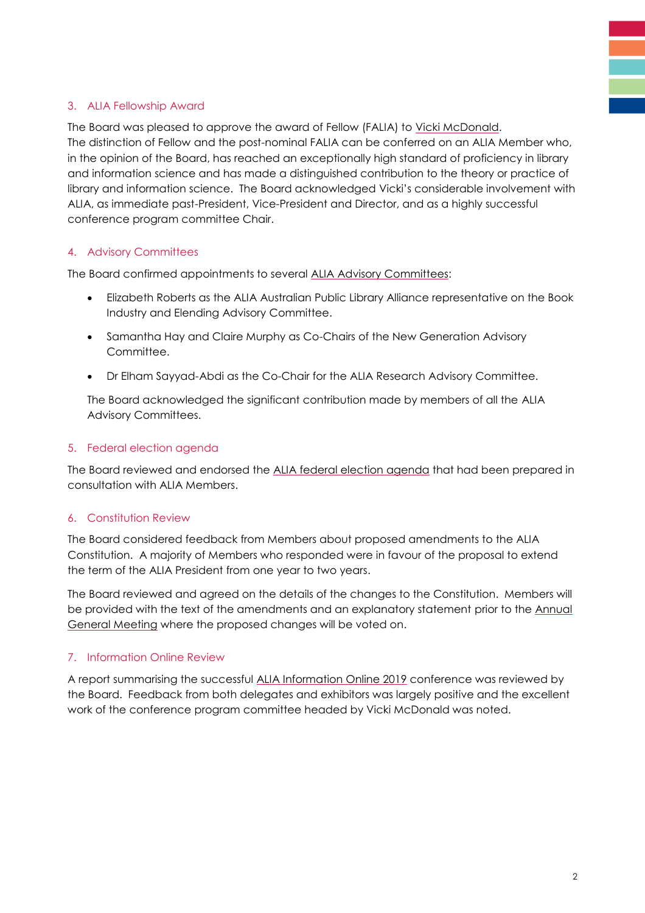## 3. ALIA Fellowship Award

The Board was pleased to approve the award of Fellow (FALIA) to Vicki McDonald.
The distinction of Fellow and the post-nominal FALIA can be conferred on an ALIA Member who, in the opinion of the Board, has reached an exceptionally high standard of proficiency in library and information science and has made a distinguished contribution to the theory or practice of library and information science. The Board acknowledged Vicki's considerable involvement with ALIA, as immediate past-President, Vice-President and Director, and as a highly successful conference program committee Chair.

## 4. Advisory Committees

The Board confirmed appointments to several ALIA Advisory Committees:

- Elizabeth Roberts as the ALIA Australian Public Library Alliance representative on the Book Industry and Elending Advisory Committee.
- Samantha Hay and Claire Murphy as Co-Chairs of the New Generation Advisory Committee.
- Dr Elham Sayyad-Abdi as the Co-Chair for the ALIA Research Advisory Committee.

The Board acknowledged the significant contribution made by members of all the ALIA Advisory Committees.

## 5. Federal election agenda

The Board reviewed and endorsed the ALIA federal election agenda that had been prepared in consultation with ALIA Members.

## 6. Constitution Review

The Board considered feedback from Members about proposed amendments to the ALIA Constitution. A majority of Members who responded were in favour of the proposal to extend the term of the ALIA President from one year to two years.

The Board reviewed and agreed on the details of the changes to the Constitution. Members will be provided with the text of the amendments and an explanatory statement prior to the Annual General Meeting where the proposed changes will be voted on.

## 7. Information Online Review

A report summarising the successful ALIA Information Online 2019 conference was reviewed by the Board. Feedback from both delegates and exhibitors was largely positive and the excellent work of the conference program committee headed by Vicki McDonald was noted.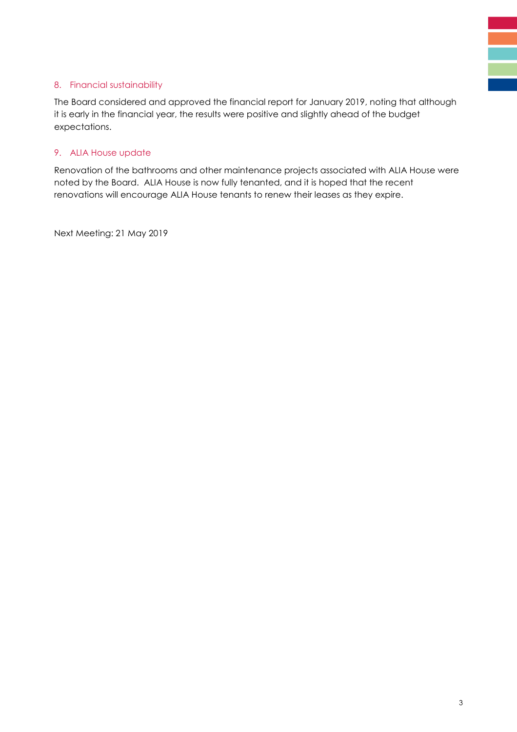## 8. Financial sustainability

The Board considered and approved the financial report for January 2019, noting that although it is early in the financial year, the results were positive and slightly ahead of the budget expectations.

## 9. ALIA House update

Renovation of the bathrooms and other maintenance projects associated with ALIA House were noted by the Board. ALIA House is now fully tenanted, and it is hoped that the recent renovations will encourage ALIA House tenants to renew their leases as they expire.

Next Meeting: 21 May 2019